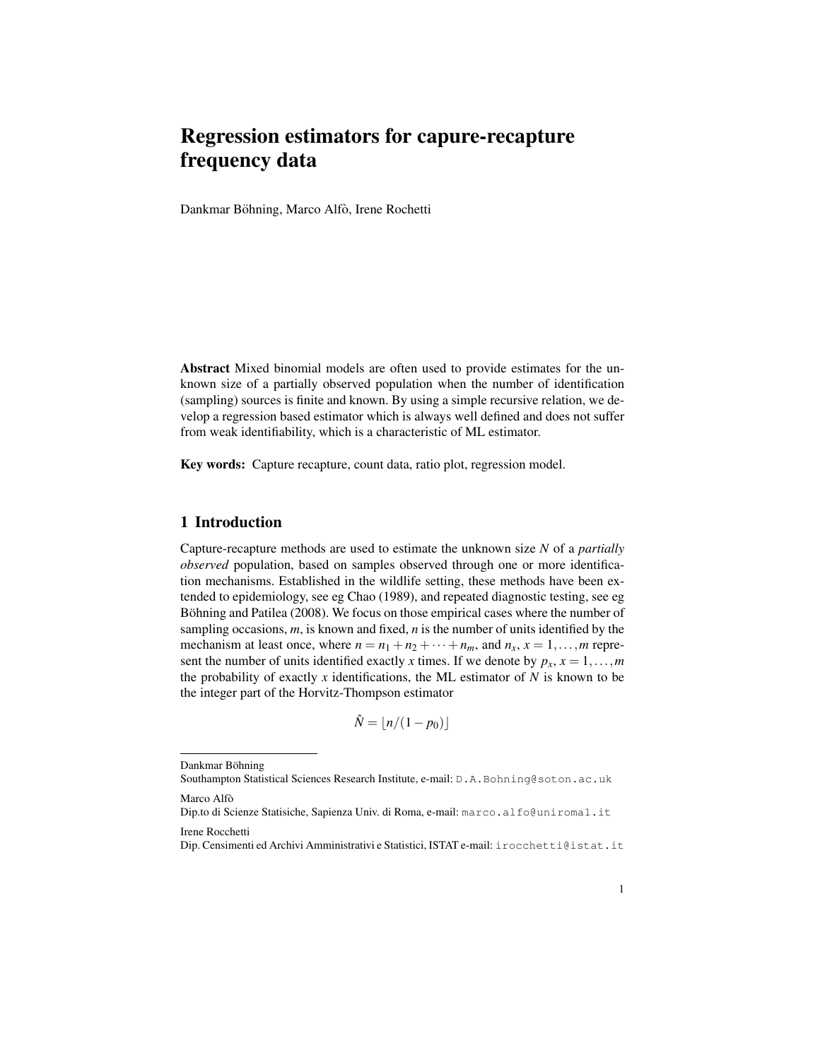# Regression estimators for capure-recapture frequency data

Dankmar Böhning, Marco Alfò, Irene Rochetti

**Abstract** Mixed binomial models are often used to provide estimates for the unknown size of a partially observed population when the number of identification (sampling) sources is finite and known. By using a simple recursive relation, we develop a regression based estimator which is always well defined and does not suffer from weak identifiability, which is a characteristic of ML estimator.

**Key words:** Capture recapture, count data, ratio plot, regression model.

## 1 Introduction

Capture-recapture methods are used to estimate the unknown size $N$ of a *partially observed* population, based on samples observed through one or more identification mechanisms. Established in the wildlife setting, these methods have been extended to epidemiology, see eg Chao (1989), and repeated diagnostic testing, see eg Böhning and Patilea (2008). We focus on those empirical cases where the number of sampling occasions, $m$, is known and fixed, $n$ is the number of units identified by the mechanism at least once, where $n = n_1 + n_2 + \cdots + n_m$, and $n_x$, $x = 1, \ldots, m$ represent the number of units identified exactly $x$ times. If we denote by $p_x$, $x = 1, \ldots, m$ the probability of exactly $x$ identifications, the ML estimator of $N$ is known to be the integer part of the Horvitz-Thompson estimator

$$\hat{N} = \lfloor n/(1 - p_0) \rfloor$$

---

Dankmar Böhning
Southampton Statistical Sciences Research Institute, e-mail: D.A.Bohning@soton.ac.uk

Marco Alfò
Dip.to di Scienze Statisiche, Sapienza Univ. di Roma, e-mail: marco.alfo@uniroma1.it

Irene Rocchetti
Dip. Censimenti ed Archivi Amministrativi e Statistici, ISTAT e-mail: irocchetti@istat.it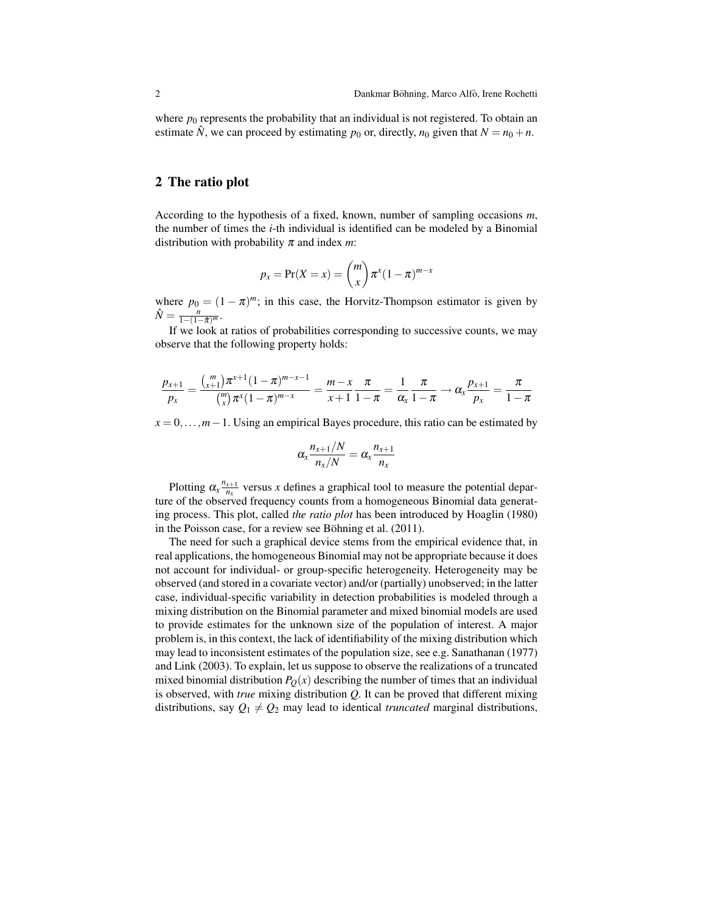where $p_0$ represents the probability that an individual is not registered. To obtain an estimate $\hat{N}$, we can proceed by estimating $p_0$ or, directly, $n_0$ given that $N = n_0 + n$.

## 2 The ratio plot

According to the hypothesis of a fixed, known, number of sampling occasions $m$, the number of times the $i$-th individual is identified can be modeled by a Binomial distribution with probability $\pi$ and index $m$:

$$p_x = \Pr(X = x) = \binom{m}{x} \pi^x (1-\pi)^{m-x}$$

where $p_0 = (1-\pi)^m$; in this case, the Horvitz-Thompson estimator is given by $\hat{N} = \frac{n}{1-(1-\hat{\pi})^m}$.

If we look at ratios of probabilities corresponding to successive counts, we may observe that the following property holds:

$$\frac{p_{x+1}}{p_x} = \frac{\binom{m}{x+1}\pi^{x+1}(1-\pi)^{m-x-1}}{\binom{m}{x}\pi^x(1-\pi)^{m-x}} = \frac{m-x}{x+1}\frac{\pi}{1-\pi} = \frac{1}{\alpha_x}\frac{\pi}{1-\pi} \rightarrow \alpha_x \frac{p_{x+1}}{p_x} = \frac{\pi}{1-\pi}$$

$x = 0, \ldots, m-1$. Using an empirical Bayes procedure, this ratio can be estimated by

$$\alpha_x \frac{n_{x+1}/N}{n_x/N} = \alpha_x \frac{n_{x+1}}{n_x}$$

Plotting $\alpha_x \frac{n_{x+1}}{n_x}$ versus $x$ defines a graphical tool to measure the potential departure of the observed frequency counts from a homogeneous Binomial data generating process. This plot, called *the ratio plot* has been introduced by Hoaglin (1980) in the Poisson case, for a review see Böhning et al. (2011).

The need for such a graphical device stems from the empirical evidence that, in real applications, the homogeneous Binomial may not be appropriate because it does not account for individual- or group-specific heterogeneity. Heterogeneity may be observed (and stored in a covariate vector) and/or (partially) unobserved; in the latter case, individual-specific variability in detection probabilities is modeled through a mixing distribution on the Binomial parameter and mixed binomial models are used to provide estimates for the unknown size of the population of interest. A major problem is, in this context, the lack of identifiability of the mixing distribution which may lead to inconsistent estimates of the population size, see e.g. Sanathanan (1977) and Link (2003). To explain, let us suppose to observe the realizations of a truncated mixed binomial distribution $P_Q(x)$ describing the number of times that an individual is observed, with *true* mixing distribution $Q$. It can be proved that different mixing distributions, say $Q_1 \neq Q_2$ may lead to identical *truncated* marginal distributions,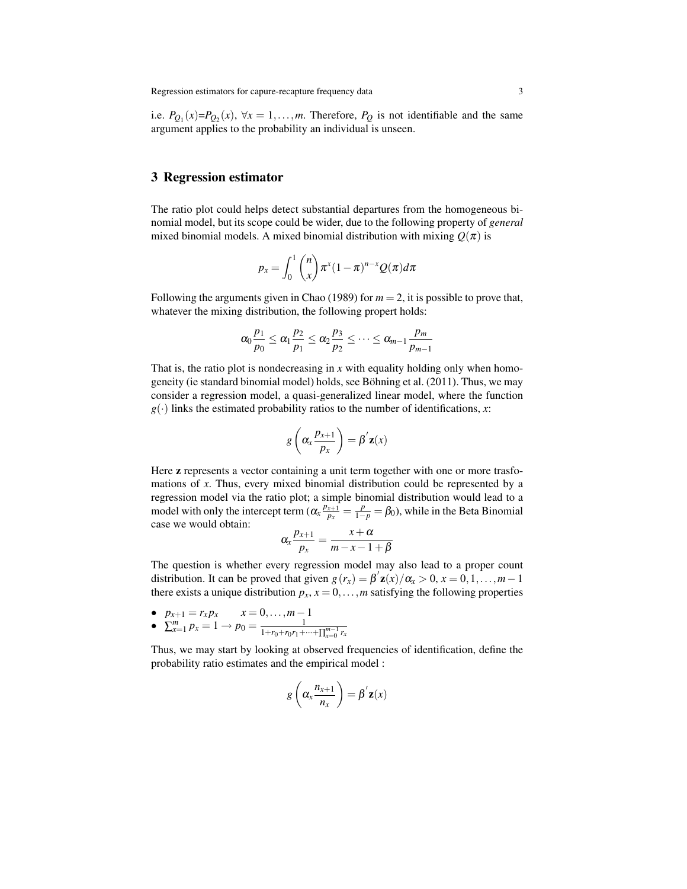i.e. $P_{Q_1}(x)$=$P_{Q_2}(x)$, $\forall x = 1,\ldots,m$. Therefore, $P_Q$ is not identifiable and the same argument applies to the probability an individual is unseen.

## 3 Regression estimator

The ratio plot could helps detect substantial departures from the homogeneous binomial model, but its scope could be wider, due to the following property of *general* mixed binomial models. A mixed binomial distribution with mixing $Q(\pi)$ is

$$p_x = \int_0^1 \binom{n}{x} \pi^x (1-\pi)^{n-x} Q(\pi) d\pi$$

Following the arguments given in Chao (1989) for $m = 2$, it is possible to prove that, whatever the mixing distribution, the following propert holds:

$$\alpha_0 \frac{p_1}{p_0} \leq \alpha_1 \frac{p_2}{p_1} \leq \alpha_2 \frac{p_3}{p_2} \leq \cdots \leq \alpha_{m-1} \frac{p_m}{p_{m-1}}$$

That is, the ratio plot is nondecreasing in $x$ with equality holding only when homogeneity (ie standard binomial model) holds, see Böhning et al. (2011). Thus, we may consider a regression model, a quasi-generalized linear model, where the function $g(\cdot)$ links the estimated probability ratios to the number of identifications, $x$:

$$g\left(\alpha_x \frac{p_{x+1}}{p_x}\right) = \beta^{'} \mathbf{z}(x)$$

Here $\mathbf{z}$ represents a vector containing a unit term together with one or more trasfomations of $x$. Thus, every mixed binomial distribution could be represented by a regression model via the ratio plot; a simple binomial distribution would lead to a model with only the intercept term ($\alpha_x \frac{p_{x+1}}{p_x} = \frac{p}{1-p} = \beta_0$), while in the Beta Binomial case we would obtain:

$$\alpha_x \frac{p_{x+1}}{p_x} = \frac{x + \alpha}{m - x - 1 + \beta}$$

The question is whether every regression model may also lead to a proper count distribution. It can be proved that given $g(r_x) = \beta^{'} \mathbf{z}(x)/\alpha_x > 0$, $x = 0,1,\ldots,m-1$ there exists a unique distribution $p_x$, $x = 0,\ldots,m$ satisfying the following properties

- $p_{x+1} = r_x p_x \qquad x = 0,\ldots,m-1$
- $\sum_{x=1}^{m} p_x = 1 \rightarrow p_0 = \frac{1}{1 + r_0 + r_0 r_1 + \cdots + \prod_{x=0}^{m-1} r_x}$

Thus, we may start by looking at observed frequencies of identification, define the probability ratio estimates and the empirical model :

$$g\left(\alpha_x \frac{n_{x+1}}{n_x}\right) = \beta^{'} \mathbf{z}(x)$$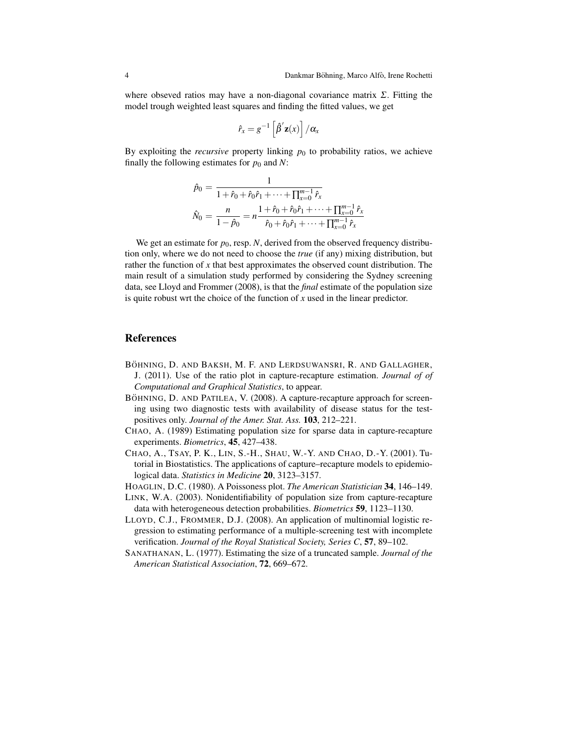where obseved ratios may have a non-diagonal covariance matrix $\Sigma$. Fitting the model trough weighted least squares and finding the fitted values, we get

$$\hat{r}_x = g^{-1}\left[\hat{\beta}'\mathbf{z}(x)\right]/\alpha_x$$

By exploiting the *recursive* property linking $p_0$ to probability ratios, we achieve finally the following estimates for $p_0$ and $N$:

$$\hat{p}_0 = \frac{1}{1+\hat{r}_0+\hat{r}_0\hat{r}_1+\cdots+\prod_{x=0}^{m-1}\hat{r}_x}$$

$$\hat{N}_0 = \frac{n}{1-\hat{p}_0} = n\frac{1+\hat{r}_0+\hat{r}_0\hat{r}_1+\cdots+\prod_{x=0}^{m-1}\hat{r}_x}{\hat{r}_0+\hat{r}_0\hat{r}_1+\cdots+\prod_{x=0}^{m-1}\hat{r}_x}$$

We get an estimate for $p_0$, resp. $N$, derived from the observed frequency distribution only, where we do not need to choose the *true* (if any) mixing distribution, but rather the function of $x$ that best approximates the observed count distribution. The main result of a simulation study performed by considering the Sydney screening data, see Lloyd and Frommer (2008), is that the *final* estimate of the population size is quite robust wrt the choice of the function of $x$ used in the linear predictor.

## References

BÖHNING, D. AND BAKSH, M. F. AND LERDSUWANSRI, R. AND GALLAGHER, J. (2011). Use of the ratio plot in capture-recapture estimation. *Journal of of Computational and Graphical Statistics*, to appear.

BÖHNING, D. AND PATILEA, V. (2008). A capture-recapture approach for screening using two diagnostic tests with availability of disease status for the test-positives only. *Journal of the Amer. Stat. Ass.* **103**, 212–221.

CHAO, A. (1989) Estimating population size for sparse data in capture-recapture experiments. *Biometrics*, **45**, 427–438.

CHAO, A., TSAY, P. K., LIN, S.-H., SHAU, W.-Y. AND CHAO, D.-Y. (2001). Tutorial in Biostatistics. The applications of capture–recapture models to epidemiological data. *Statistics in Medicine* **20**, 3123–3157.

HOAGLIN, D.C. (1980). A Poissoness plot. *The American Statistician* **34**, 146–149.

LINK, W.A. (2003). Nonidentifiability of population size from capture-recapture data with heterogeneous detection probabilities. *Biometrics* **59**, 1123–1130.

LLOYD, C.J., FROMMER, D.J. (2008). An application of multinomial logistic regression to estimating performance of a multiple-screening test with incomplete verification. *Journal of the Royal Statistical Society, Series C*, **57**, 89–102.

SANATHANAN, L. (1977). Estimating the size of a truncated sample. *Journal of the American Statistical Association*, **72**, 669–672.